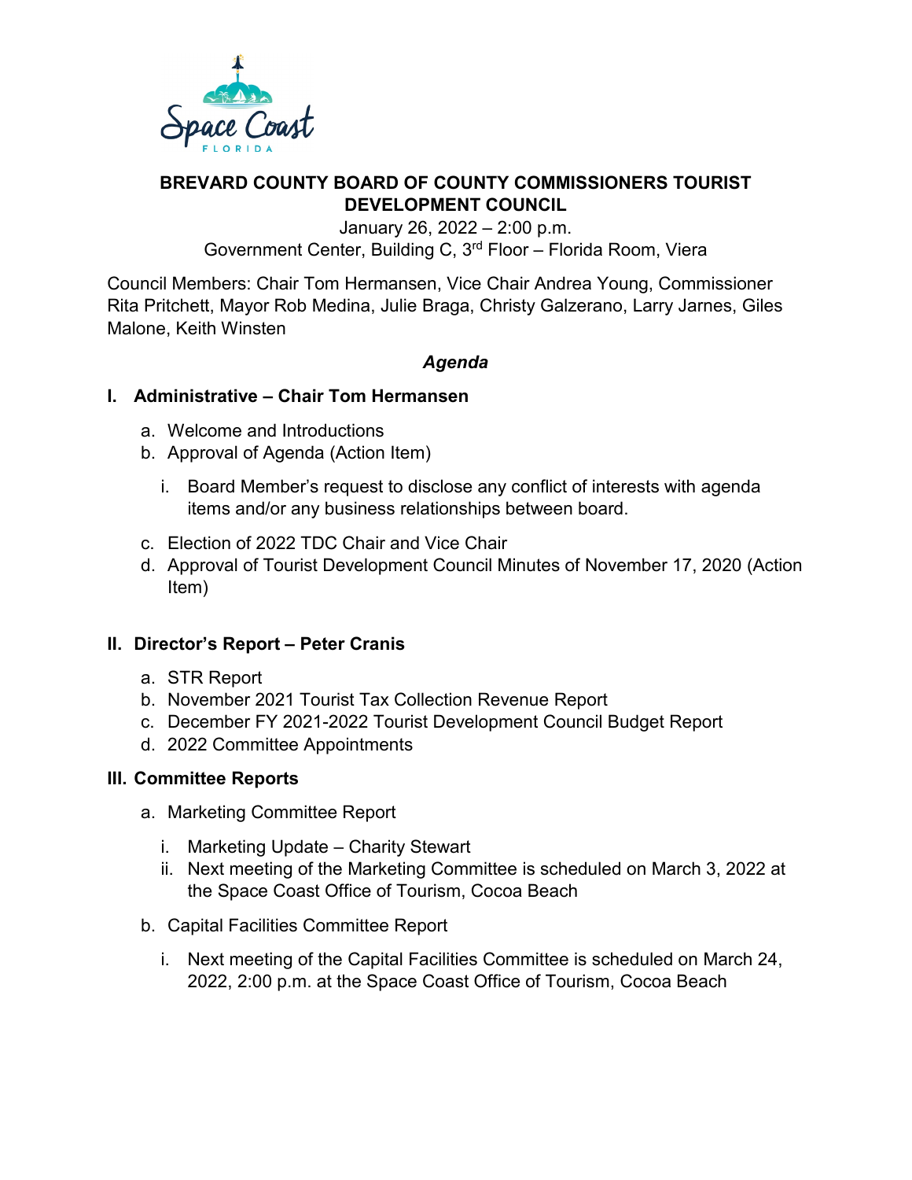# BREVARD COUNTY BOARD OF COUNTY COMMISSIONERS TOURIST DEVELOPMENT COUNCIL

January 26, 2022 – 2:00 p.m.
Government Center, Building C, 3rd Floor – Florida Room, Viera

Council Members: Chair Tom Hermansen, Vice Chair Andrea Young, Commissioner Rita Pritchett, Mayor Rob Medina, Julie Braga, Christy Galzerano, Larry Jarnes, Giles Malone, Keith Winsten

***Agenda***

## I. Administrative – Chair Tom Hermansen

a. Welcome and Introductions
b. Approval of Agenda (Action Item)
   i. Board Member's request to disclose any conflict of interests with agenda items and/or any business relationships between board.
c. Election of 2022 TDC Chair and Vice Chair
d. Approval of Tourist Development Council Minutes of November 17, 2020 (Action Item)

## II. Director's Report – Peter Cranis

a. STR Report
b. November 2021 Tourist Tax Collection Revenue Report
c. December FY 2021-2022 Tourist Development Council Budget Report
d. 2022 Committee Appointments

## III. Committee Reports

a. Marketing Committee Report
   i. Marketing Update – Charity Stewart
   ii. Next meeting of the Marketing Committee is scheduled on March 3, 2022 at the Space Coast Office of Tourism, Cocoa Beach
b. Capital Facilities Committee Report
   i. Next meeting of the Capital Facilities Committee is scheduled on March 24, 2022, 2:00 p.m. at the Space Coast Office of Tourism, Cocoa Beach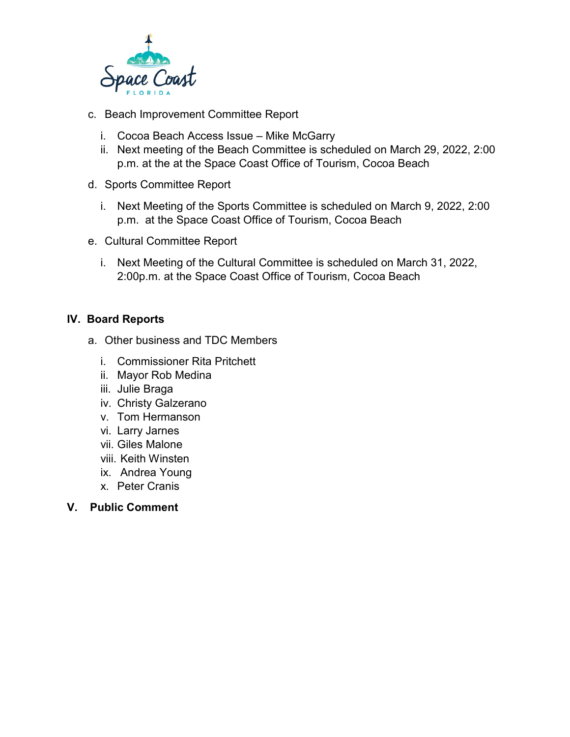c. Beach Improvement Committee Report

   i. Cocoa Beach Access Issue – Mike McGarry
   ii. Next meeting of the Beach Committee is scheduled on March 29, 2022, 2:00 p.m. at the at the Space Coast Office of Tourism, Cocoa Beach

d. Sports Committee Report

   i. Next Meeting of the Sports Committee is scheduled on March 9, 2022, 2:00 p.m. at the Space Coast Office of Tourism, Cocoa Beach

e. Cultural Committee Report

   i. Next Meeting of the Cultural Committee is scheduled on March 31, 2022, 2:00p.m. at the Space Coast Office of Tourism, Cocoa Beach

**IV. Board Reports**

a. Other business and TDC Members

   i. Commissioner Rita Pritchett
   ii. Mayor Rob Medina
   iii. Julie Braga
   iv. Christy Galzerano
   v. Tom Hermanson
   vi. Larry Jarnes
   vii. Giles Malone
   viii. Keith Winsten
   ix. Andrea Young
   x. Peter Cranis

**V. Public Comment**